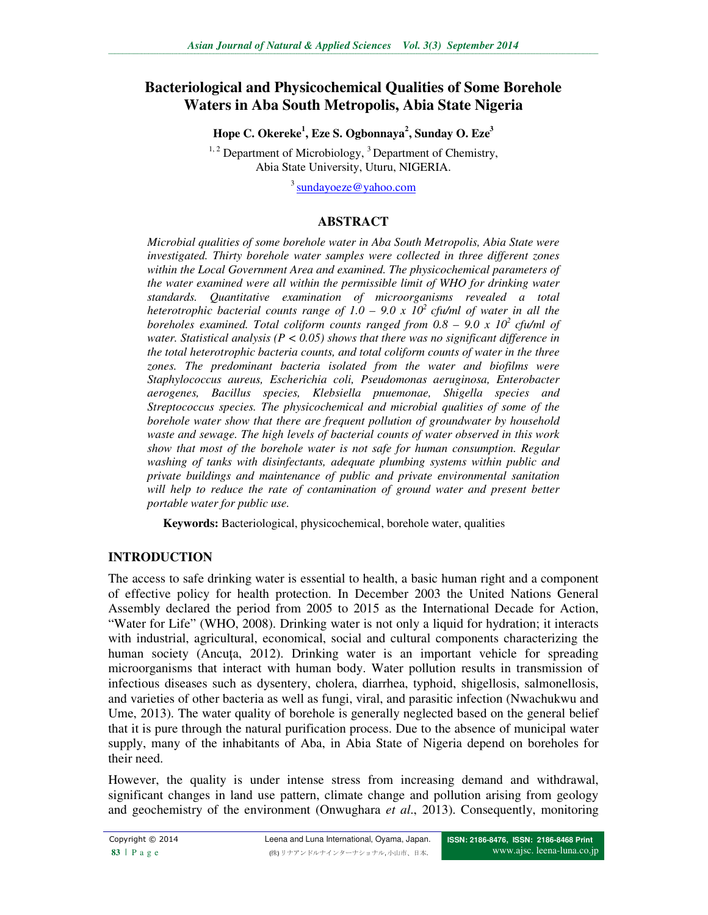# Bacteriological and Physicochemical Qualities of Some Borehole Waters in Aba South Metropolis, Abia State Nigeria

**Hope C. Okereke[1], Eze S. Ogbonnaya[2], Sunday O. Eze[3]**

[1, 2] Department of Microbiology, [3] Department of Chemistry, Abia State University, Uturu, NIGERIA.

[3] sundayoeze@yahoo.com

## ABSTRACT

*Microbial qualities of some borehole water in Aba South Metropolis, Abia State were investigated. Thirty borehole water samples were collected in three different zones within the Local Government Area and examined. The physicochemical parameters of the water examined were all within the permissible limit of WHO for drinking water standards. Quantitative examination of microorganisms revealed a total heterotrophic bacterial counts range of 1.0 – 9.0 x $10^2$ cfu/ml of water in all the boreholes examined. Total coliform counts ranged from 0.8 – 9.0 x $10^2$ cfu/ml of water. Statistical analysis ($P < 0.05$) shows that there was no significant difference in the total heterotrophic bacteria counts, and total coliform counts of water in the three zones. The predominant bacteria isolated from the water and biofilms were Staphylococcus aureus, Escherichia coli, Pseudomonas aeruginosa, Enterobacter aerogenes, Bacillus species, Klebsiella pnuemonae, Shigella species and Streptococcus species. The physicochemical and microbial qualities of some of the borehole water show that there are frequent pollution of groundwater by household waste and sewage. The high levels of bacterial counts of water observed in this work show that most of the borehole water is not safe for human consumption. Regular washing of tanks with disinfectants, adequate plumbing systems within public and private buildings and maintenance of public and private environmental sanitation will help to reduce the rate of contamination of ground water and present better portable water for public use.*

**Keywords:** Bacteriological, physicochemical, borehole water, qualities

## INTRODUCTION

The access to safe drinking water is essential to health, a basic human right and a component of effective policy for health protection. In December 2003 the United Nations General Assembly declared the period from 2005 to 2015 as the International Decade for Action, "Water for Life" (WHO, 2008). Drinking water is not only a liquid for hydration; it interacts with industrial, agricultural, economical, social and cultural components characterizing the human society (Ancuța, 2012). Drinking water is an important vehicle for spreading microorganisms that interact with human body. Water pollution results in transmission of infectious diseases such as dysentery, cholera, diarrhea, typhoid, shigellosis, salmonellosis, and varieties of other bacteria as well as fungi, viral, and parasitic infection (Nwachukwu and Ume, 2013). The water quality of borehole is generally neglected based on the general belief that it is pure through the natural purification process. Due to the absence of municipal water supply, many of the inhabitants of Aba, in Abia State of Nigeria depend on boreholes for their need.

However, the quality is under intense stress from increasing demand and withdrawal, significant changes in land use pattern, climate change and pollution arising from geology and geochemistry of the environment (Onwughara *et al*., 2013). Consequently, monitoring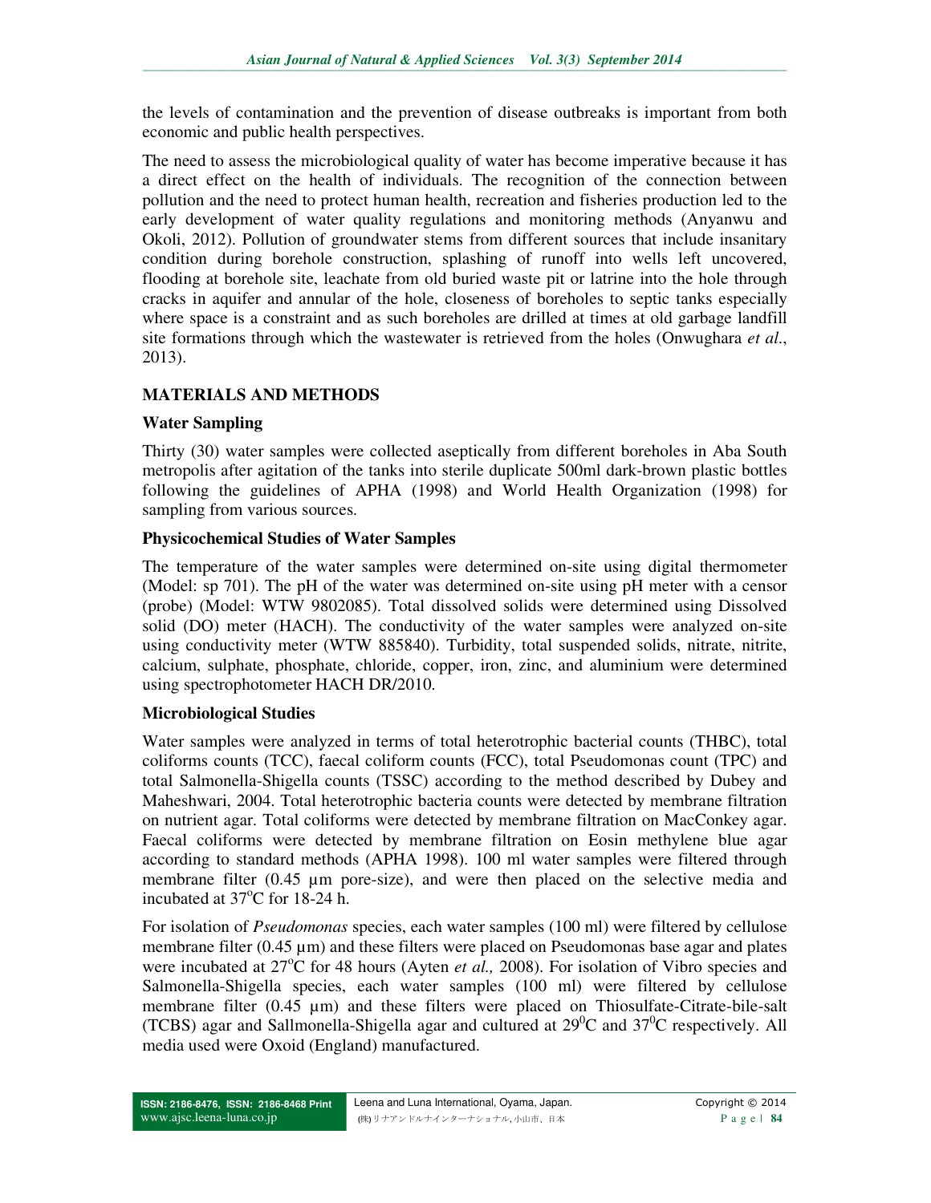the levels of contamination and the prevention of disease outbreaks is important from both economic and public health perspectives.

The need to assess the microbiological quality of water has become imperative because it has a direct effect on the health of individuals. The recognition of the connection between pollution and the need to protect human health, recreation and fisheries production led to the early development of water quality regulations and monitoring methods (Anyanwu and Okoli, 2012). Pollution of groundwater stems from different sources that include insanitary condition during borehole construction, splashing of runoff into wells left uncovered, flooding at borehole site, leachate from old buried waste pit or latrine into the hole through cracks in aquifer and annular of the hole, closeness of boreholes to septic tanks especially where space is a constraint and as such boreholes are drilled at times at old garbage landfill site formations through which the wastewater is retrieved from the holes (Onwughara *et al.*, 2013).

## MATERIALS AND METHODS

### Water Sampling

Thirty (30) water samples were collected aseptically from different boreholes in Aba South metropolis after agitation of the tanks into sterile duplicate 500ml dark-brown plastic bottles following the guidelines of APHA (1998) and World Health Organization (1998) for sampling from various sources.

### Physicochemical Studies of Water Samples

The temperature of the water samples were determined on-site using digital thermometer (Model: sp 701). The pH of the water was determined on-site using pH meter with a censor (probe) (Model: WTW 9802085). Total dissolved solids were determined using Dissolved solid (DO) meter (HACH). The conductivity of the water samples were analyzed on-site using conductivity meter (WTW 885840). Turbidity, total suspended solids, nitrate, nitrite, calcium, sulphate, phosphate, chloride, copper, iron, zinc, and aluminium were determined using spectrophotometer HACH DR/2010.

### Microbiological Studies

Water samples were analyzed in terms of total heterotrophic bacterial counts (THBC), total coliforms counts (TCC), faecal coliform counts (FCC), total Pseudomonas count (TPC) and total Salmonella-Shigella counts (TSSC) according to the method described by Dubey and Maheshwari, 2004. Total heterotrophic bacteria counts were detected by membrane filtration on nutrient agar. Total coliforms were detected by membrane filtration on MacConkey agar. Faecal coliforms were detected by membrane filtration on Eosin methylene blue agar according to standard methods (APHA 1998). 100 ml water samples were filtered through membrane filter (0.45 µm pore-size), and were then placed on the selective media and incubated at 37$^{o}$C for 18-24 h.

For isolation of *Pseudomonas* species, each water samples (100 ml) were filtered by cellulose membrane filter (0.45 µm) and these filters were placed on Pseudomonas base agar and plates were incubated at 27$^{o}$C for 48 hours (Ayten *et al.,* 2008). For isolation of Vibro species and Salmonella-Shigella species, each water samples (100 ml) were filtered by cellulose membrane filter (0.45 µm) and these filters were placed on Thiosulfate-Citrate-bile-salt (TCBS) agar and Sallmonella-Shigella agar and cultured at 29$^{0}$C and 37$^{0}$C respectively. All media used were Oxoid (England) manufactured.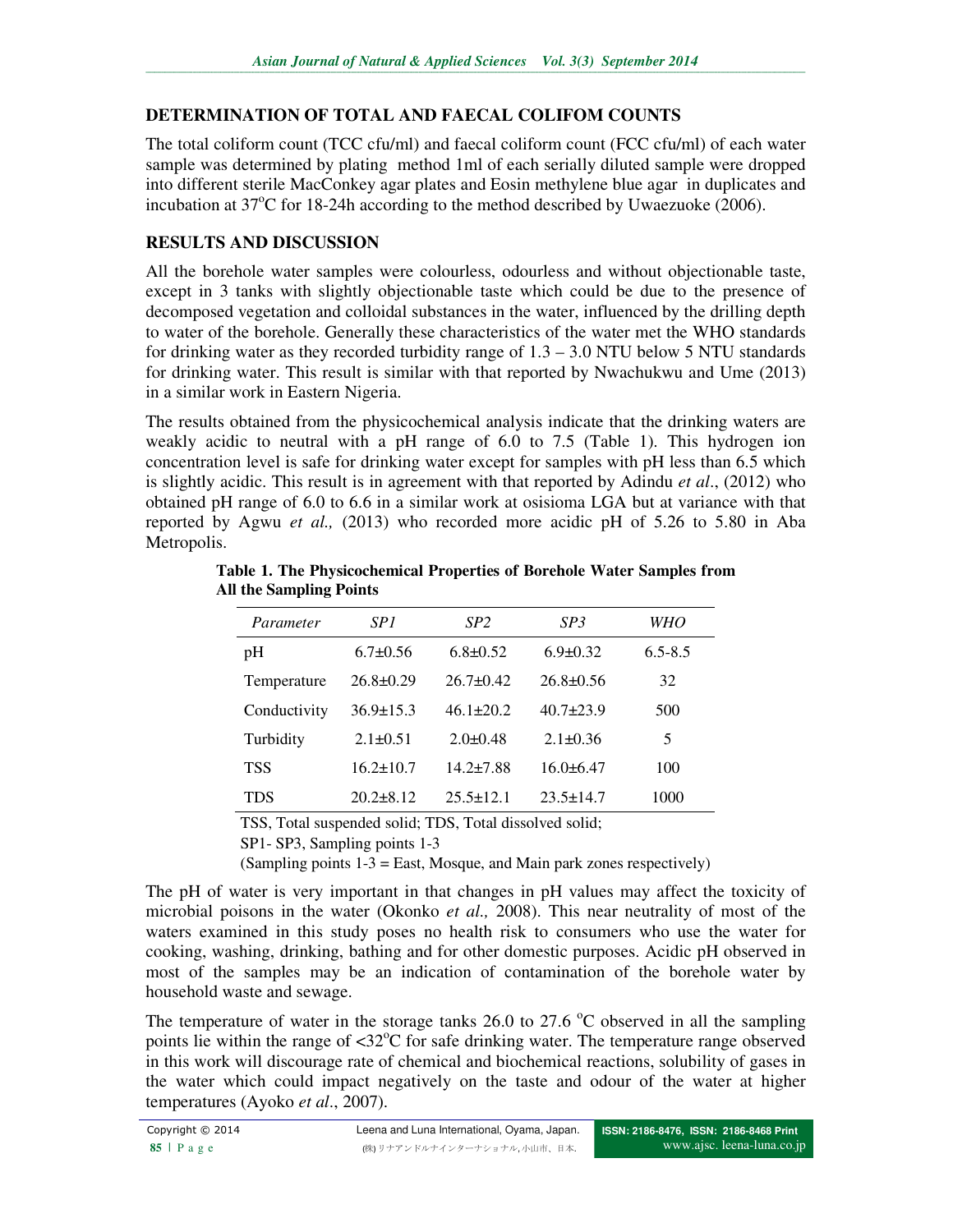## DETERMINATION OF TOTAL AND FAECAL COLIFOM COUNTS

The total coliform count (TCC cfu/ml) and faecal coliform count (FCC cfu/ml) of each water sample was determined by plating method 1ml of each serially diluted sample were dropped into different sterile MacConkey agar plates and Eosin methylene blue agar in duplicates and incubation at 37$^{o}$C for 18-24h according to the method described by Uwaezuoke (2006).

## RESULTS AND DISCUSSION

All the borehole water samples were colourless, odourless and without objectionable taste, except in 3 tanks with slightly objectionable taste which could be due to the presence of decomposed vegetation and colloidal substances in the water, influenced by the drilling depth to water of the borehole. Generally these characteristics of the water met the WHO standards for drinking water as they recorded turbidity range of 1.3 – 3.0 NTU below 5 NTU standards for drinking water. This result is similar with that reported by Nwachukwu and Ume (2013) in a similar work in Eastern Nigeria.

The results obtained from the physicochemical analysis indicate that the drinking waters are weakly acidic to neutral with a pH range of 6.0 to 7.5 (Table 1). This hydrogen ion concentration level is safe for drinking water except for samples with pH less than 6.5 which is slightly acidic. This result is in agreement with that reported by Adindu *et al*., (2012) who obtained pH range of 6.0 to 6.6 in a similar work at osisioma LGA but at variance with that reported by Agwu *et al.,* (2013) who recorded more acidic pH of 5.26 to 5.80 in Aba Metropolis.

**Table 1. The Physicochemical Properties of Borehole Water Samples from All the Sampling Points**

| *Parameter* | *SP1* | *SP2* | *SP3* | *WHO* |
|---|---|---|---|---|
| pH | 6.7±0.56 | 6.8±0.52 | 6.9±0.32 | 6.5-8.5 |
| Temperature | 26.8±0.29 | 26.7±0.42 | 26.8±0.56 | 32 |
| Conductivity | 36.9±15.3 | 46.1±20.2 | 40.7±23.9 | 500 |
| Turbidity | 2.1±0.51 | 2.0±0.48 | 2.1±0.36 | 5 |
| TSS | 16.2±10.7 | 14.2±7.88 | 16.0±6.47 | 100 |
| TDS | 20.2±8.12 | 25.5±12.1 | 23.5±14.7 | 1000 |

TSS, Total suspended solid; TDS, Total dissolved solid;
SP1- SP3, Sampling points 1-3
(Sampling points 1-3 = East, Mosque, and Main park zones respectively)

The pH of water is very important in that changes in pH values may affect the toxicity of microbial poisons in the water (Okonko *et al.,* 2008). This near neutrality of most of the waters examined in this study poses no health risk to consumers who use the water for cooking, washing, drinking, bathing and for other domestic purposes. Acidic pH observed in most of the samples may be an indication of contamination of the borehole water by household waste and sewage.

The temperature of water in the storage tanks 26.0 to 27.6 $^{o}$C observed in all the sampling points lie within the range of <32$^{o}$C for safe drinking water. The temperature range observed in this work will discourage rate of chemical and biochemical reactions, solubility of gases in the water which could impact negatively on the taste and odour of the water at higher temperatures (Ayoko *et al*., 2007).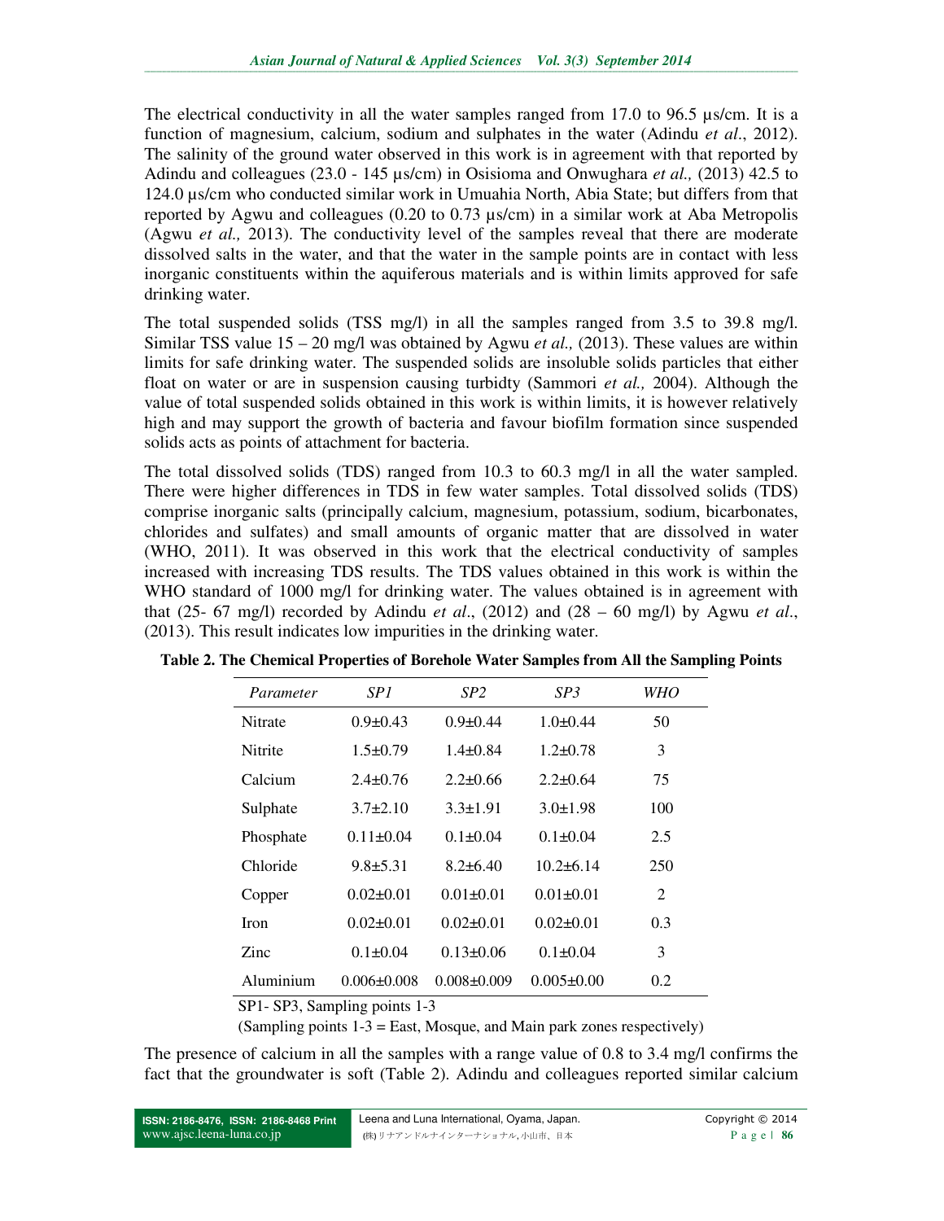The electrical conductivity in all the water samples ranged from 17.0 to 96.5 µs/cm. It is a function of magnesium, calcium, sodium and sulphates in the water (Adindu *et al*., 2012). The salinity of the ground water observed in this work is in agreement with that reported by Adindu and colleagues (23.0 - 145 µs/cm) in Osisioma and Onwughara *et al.,* (2013) 42.5 to 124.0 µs/cm who conducted similar work in Umuahia North, Abia State; but differs from that reported by Agwu and colleagues (0.20 to 0.73 µs/cm) in a similar work at Aba Metropolis (Agwu *et al.,* 2013). The conductivity level of the samples reveal that there are moderate dissolved salts in the water, and that the water in the sample points are in contact with less inorganic constituents within the aquiferous materials and is within limits approved for safe drinking water.

The total suspended solids (TSS mg/l) in all the samples ranged from 3.5 to 39.8 mg/l. Similar TSS value 15 – 20 mg/l was obtained by Agwu *et al.,* (2013). These values are within limits for safe drinking water. The suspended solids are insoluble solids particles that either float on water or are in suspension causing turbidty (Sammori *et al.,* 2004). Although the value of total suspended solids obtained in this work is within limits, it is however relatively high and may support the growth of bacteria and favour biofilm formation since suspended solids acts as points of attachment for bacteria.

The total dissolved solids (TDS) ranged from 10.3 to 60.3 mg/l in all the water sampled. There were higher differences in TDS in few water samples. Total dissolved solids (TDS) comprise inorganic salts (principally calcium, magnesium, potassium, sodium, bicarbonates, chlorides and sulfates) and small amounts of organic matter that are dissolved in water (WHO, 2011). It was observed in this work that the electrical conductivity of samples increased with increasing TDS results. The TDS values obtained in this work is within the WHO standard of 1000 mg/l for drinking water. The values obtained is in agreement with that (25- 67 mg/l) recorded by Adindu *et al*., (2012) and (28 – 60 mg/l) by Agwu *et al*., (2013). This result indicates low impurities in the drinking water.

**Table 2. The Chemical Properties of Borehole Water Samples from All the Sampling Points**

| *Parameter* | *SP1* | *SP2* | *SP3* | *WHO* |
|---|---|---|---|---|
| Nitrate | 0.9±0.43 | 0.9±0.44 | 1.0±0.44 | 50 |
| Nitrite | 1.5±0.79 | 1.4±0.84 | 1.2±0.78 | 3 |
| Calcium | 2.4±0.76 | 2.2±0.66 | 2.2±0.64 | 75 |
| Sulphate | 3.7±2.10 | 3.3±1.91 | 3.0±1.98 | 100 |
| Phosphate | 0.11±0.04 | 0.1±0.04 | 0.1±0.04 | 2.5 |
| Chloride | 9.8±5.31 | 8.2±6.40 | 10.2±6.14 | 250 |
| Copper | 0.02±0.01 | 0.01±0.01 | 0.01±0.01 | 2 |
| Iron | 0.02±0.01 | 0.02±0.01 | 0.02±0.01 | 0.3 |
| Zinc | 0.1±0.04 | 0.13±0.06 | 0.1±0.04 | 3 |
| Aluminium | 0.006±0.008 | 0.008±0.009 | 0.005±0.00 | 0.2 |

SP1- SP3, Sampling points 1-3

(Sampling points 1-3 = East, Mosque, and Main park zones respectively)

The presence of calcium in all the samples with a range value of 0.8 to 3.4 mg/l confirms the fact that the groundwater is soft (Table 2). Adindu and colleagues reported similar calcium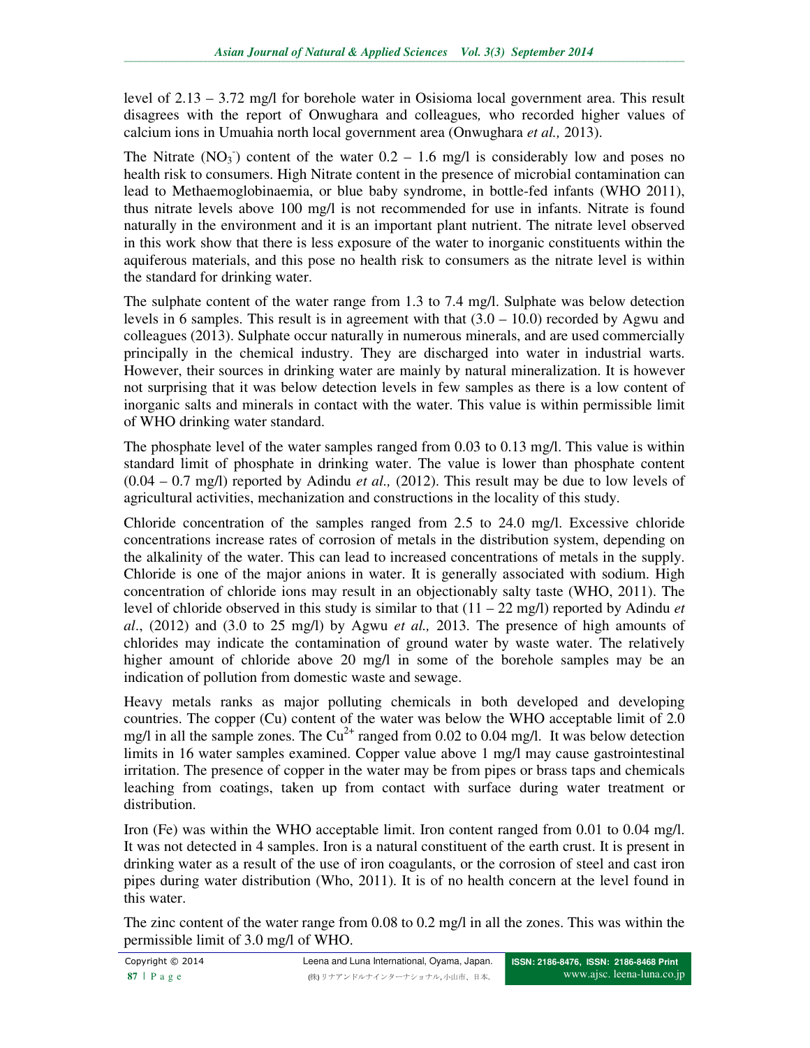level of 2.13 – 3.72 mg/l for borehole water in Osisioma local government area. This result disagrees with the report of Onwughara and colleagues*,* who recorded higher values of calcium ions in Umuahia north local government area (Onwughara *et al.,* 2013).

The Nitrate ($NO_3^-$) content of the water 0.2 – 1.6 mg/l is considerably low and poses no health risk to consumers. High Nitrate content in the presence of microbial contamination can lead to Methaemoglobinaemia, or blue baby syndrome, in bottle-fed infants (WHO 2011), thus nitrate levels above 100 mg/l is not recommended for use in infants. Nitrate is found naturally in the environment and it is an important plant nutrient. The nitrate level observed in this work show that there is less exposure of the water to inorganic constituents within the aquiferous materials, and this pose no health risk to consumers as the nitrate level is within the standard for drinking water.

The sulphate content of the water range from 1.3 to 7.4 mg/l. Sulphate was below detection levels in 6 samples. This result is in agreement with that (3.0 – 10.0) recorded by Agwu and colleagues (2013). Sulphate occur naturally in numerous minerals, and are used commercially principally in the chemical industry. They are discharged into water in industrial warts. However, their sources in drinking water are mainly by natural mineralization. It is however not surprising that it was below detection levels in few samples as there is a low content of inorganic salts and minerals in contact with the water. This value is within permissible limit of WHO drinking water standard.

The phosphate level of the water samples ranged from 0.03 to 0.13 mg/l. This value is within standard limit of phosphate in drinking water. The value is lower than phosphate content (0.04 – 0.7 mg/l) reported by Adindu *et al.,* (2012). This result may be due to low levels of agricultural activities, mechanization and constructions in the locality of this study.

Chloride concentration of the samples ranged from 2.5 to 24.0 mg/l. Excessive chloride concentrations increase rates of corrosion of metals in the distribution system, depending on the alkalinity of the water. This can lead to increased concentrations of metals in the supply. Chloride is one of the major anions in water. It is generally associated with sodium. High concentration of chloride ions may result in an objectionably salty taste (WHO, 2011). The level of chloride observed in this study is similar to that (11 – 22 mg/l) reported by Adindu *et al*., (2012) and (3.0 to 25 mg/l) by Agwu *et al.,* 2013. The presence of high amounts of chlorides may indicate the contamination of ground water by waste water. The relatively higher amount of chloride above 20 mg/l in some of the borehole samples may be an indication of pollution from domestic waste and sewage.

Heavy metals ranks as major polluting chemicals in both developed and developing countries. The copper (Cu) content of the water was below the WHO acceptable limit of 2.0 mg/l in all the sample zones. The $Cu^{2+}$ ranged from 0.02 to 0.04 mg/l. It was below detection limits in 16 water samples examined. Copper value above 1 mg/l may cause gastrointestinal irritation. The presence of copper in the water may be from pipes or brass taps and chemicals leaching from coatings, taken up from contact with surface during water treatment or distribution.

Iron (Fe) was within the WHO acceptable limit. Iron content ranged from 0.01 to 0.04 mg/l. It was not detected in 4 samples. Iron is a natural constituent of the earth crust. It is present in drinking water as a result of the use of iron coagulants, or the corrosion of steel and cast iron pipes during water distribution (Who, 2011). It is of no health concern at the level found in this water.

The zinc content of the water range from 0.08 to 0.2 mg/l in all the zones. This was within the permissible limit of 3.0 mg/l of WHO.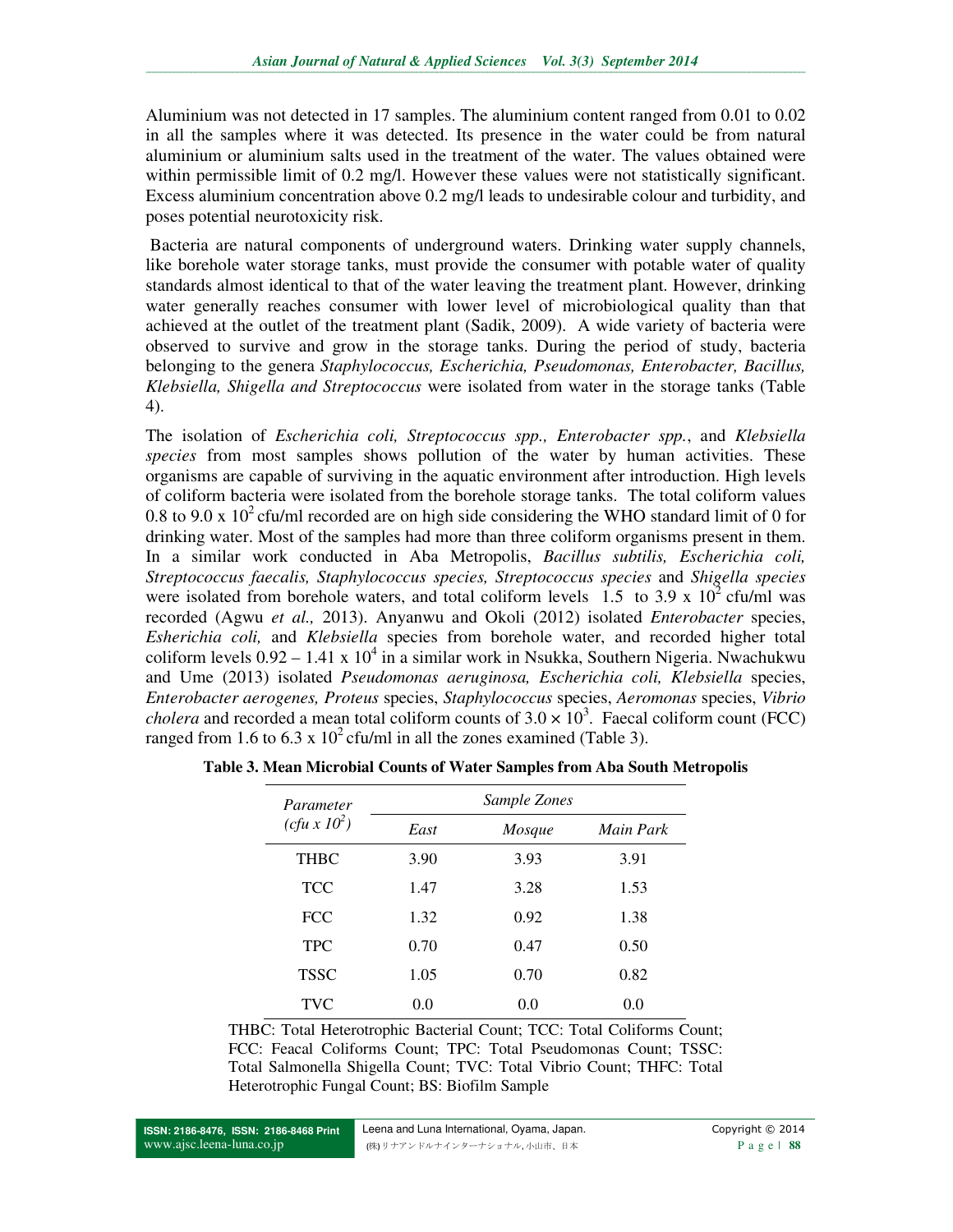Aluminium was not detected in 17 samples. The aluminium content ranged from 0.01 to 0.02 in all the samples where it was detected. Its presence in the water could be from natural aluminium or aluminium salts used in the treatment of the water. The values obtained were within permissible limit of 0.2 mg/l. However these values were not statistically significant. Excess aluminium concentration above 0.2 mg/l leads to undesirable colour and turbidity, and poses potential neurotoxicity risk.

Bacteria are natural components of underground waters. Drinking water supply channels, like borehole water storage tanks, must provide the consumer with potable water of quality standards almost identical to that of the water leaving the treatment plant. However, drinking water generally reaches consumer with lower level of microbiological quality than that achieved at the outlet of the treatment plant (Sadik, 2009). A wide variety of bacteria were observed to survive and grow in the storage tanks. During the period of study, bacteria belonging to the genera *Staphylococcus, Escherichia, Pseudomonas, Enterobacter, Bacillus, Klebsiella, Shigella and Streptococcus* were isolated from water in the storage tanks (Table 4).

The isolation of *Escherichia coli, Streptococcus spp., Enterobacter spp.*, and *Klebsiella species* from most samples shows pollution of the water by human activities. These organisms are capable of surviving in the aquatic environment after introduction. High levels of coliform bacteria were isolated from the borehole storage tanks. The total coliform values 0.8 to 9.0 x $10^2$ cfu/ml recorded are on high side considering the WHO standard limit of 0 for drinking water. Most of the samples had more than three coliform organisms present in them. In a similar work conducted in Aba Metropolis, *Bacillus subtilis, Escherichia coli, Streptococcus faecalis, Staphylococcus species, Streptococcus species* and *Shigella species* were isolated from borehole waters, and total coliform levels 1.5 to 3.9 x $10^2$ cfu/ml was recorded (Agwu *et al.,* 2013). Anyanwu and Okoli (2012) isolated *Enterobacter* species, *Esherichia coli,* and *Klebsiella* species from borehole water, and recorded higher total coliform levels 0.92 – 1.41 x $10^4$ in a similar work in Nsukka, Southern Nigeria. Nwachukwu and Ume (2013) isolated *Pseudomonas aeruginosa, Escherichia coli, Klebsiella* species, *Enterobacter aerogenes, Proteus* species, *Staphylococcus* species, *Aeromonas* species, *Vibrio cholera* and recorded a mean total coliform counts of $3.0 \times 10^3$. Faecal coliform count (FCC) ranged from 1.6 to 6.3 x $10^2$ cfu/ml in all the zones examined (Table 3).

**Table 3. Mean Microbial Counts of Water Samples from Aba South Metropolis**

| *Parameter (cfu x $10^2$)* | *Sample Zones* | | |
|---|---|---|---|
| | *East* | *Mosque* | *Main Park* |
| THBC | 3.90 | 3.93 | 3.91 |
| TCC | 1.47 | 3.28 | 1.53 |
| FCC | 1.32 | 0.92 | 1.38 |
| TPC | 0.70 | 0.47 | 0.50 |
| TSSC | 1.05 | 0.70 | 0.82 |
| TVC | 0.0 | 0.0 | 0.0 |

THBC: Total Heterotrophic Bacterial Count; TCC: Total Coliforms Count; FCC: Feacal Coliforms Count; TPC: Total Pseudomonas Count; TSSC: Total Salmonella Shigella Count; TVC: Total Vibrio Count; THFC: Total Heterotrophic Fungal Count; BS: Biofilm Sample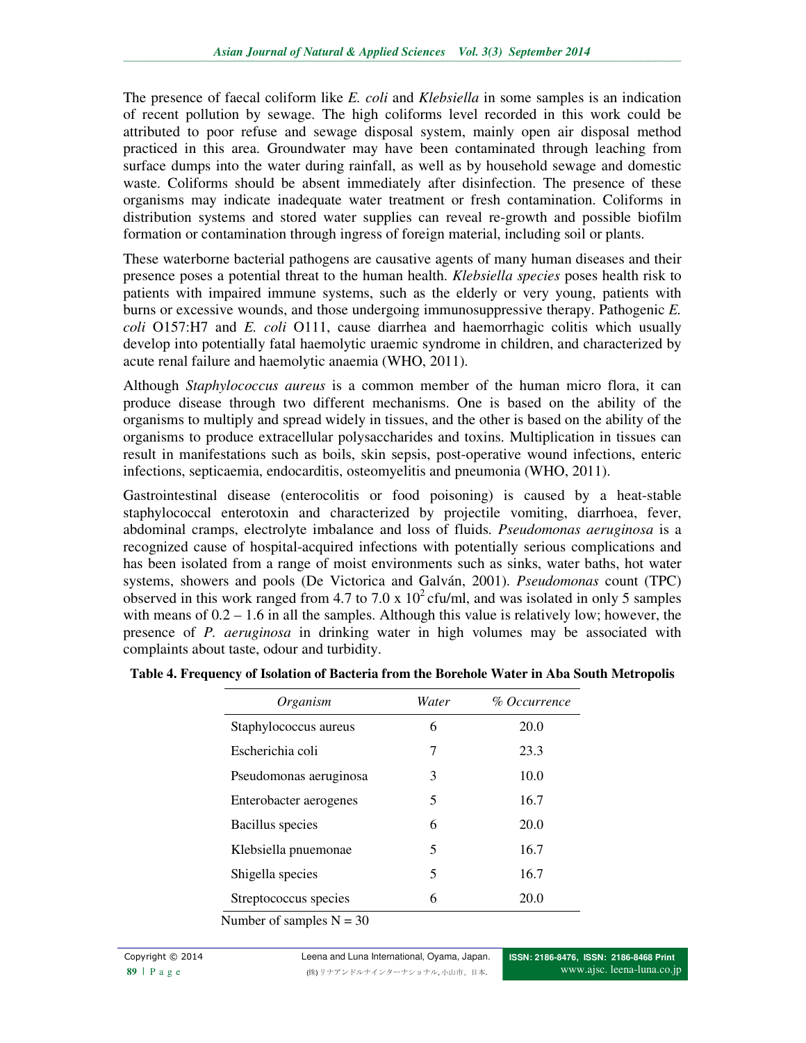The presence of faecal coliform like *E. coli* and *Klebsiella* in some samples is an indication of recent pollution by sewage. The high coliforms level recorded in this work could be attributed to poor refuse and sewage disposal system, mainly open air disposal method practiced in this area. Groundwater may have been contaminated through leaching from surface dumps into the water during rainfall, as well as by household sewage and domestic waste. Coliforms should be absent immediately after disinfection. The presence of these organisms may indicate inadequate water treatment or fresh contamination. Coliforms in distribution systems and stored water supplies can reveal re-growth and possible biofilm formation or contamination through ingress of foreign material, including soil or plants.

These waterborne bacterial pathogens are causative agents of many human diseases and their presence poses a potential threat to the human health. *Klebsiella species* poses health risk to patients with impaired immune systems, such as the elderly or very young, patients with burns or excessive wounds, and those undergoing immunosuppressive therapy. Pathogenic *E. coli* O157:H7 and *E. coli* O111, cause diarrhea and haemorrhagic colitis which usually develop into potentially fatal haemolytic uraemic syndrome in children, and characterized by acute renal failure and haemolytic anaemia (WHO, 2011).

Although *Staphylococcus aureus* is a common member of the human micro flora, it can produce disease through two different mechanisms. One is based on the ability of the organisms to multiply and spread widely in tissues, and the other is based on the ability of the organisms to produce extracellular polysaccharides and toxins. Multiplication in tissues can result in manifestations such as boils, skin sepsis, post-operative wound infections, enteric infections, septicaemia, endocarditis, osteomyelitis and pneumonia (WHO, 2011).

Gastrointestinal disease (enterocolitis or food poisoning) is caused by a heat-stable staphylococcal enterotoxin and characterized by projectile vomiting, diarrhoea, fever, abdominal cramps, electrolyte imbalance and loss of fluids. *Pseudomonas aeruginosa* is a recognized cause of hospital-acquired infections with potentially serious complications and has been isolated from a range of moist environments such as sinks, water baths, hot water systems, showers and pools (De Victorica and Galván, 2001). *Pseudomonas* count (TPC) observed in this work ranged from 4.7 to 7.0 x $10^2$ cfu/ml, and was isolated in only 5 samples with means of 0.2 – 1.6 in all the samples. Although this value is relatively low; however, the presence of *P. aeruginosa* in drinking water in high volumes may be associated with complaints about taste, odour and turbidity.

**Table 4. Frequency of Isolation of Bacteria from the Borehole Water in Aba South Metropolis**

| *Organism* | *Water* | *% Occurrence* |
|---|---|---|
| Staphylococcus aureus | 6 | 20.0 |
| Escherichia coli | 7 | 23.3 |
| Pseudomonas aeruginosa | 3 | 10.0 |
| Enterobacter aerogenes | 5 | 16.7 |
| Bacillus species | 6 | 20.0 |
| Klebsiella pnuemonae | 5 | 16.7 |
| Shigella species | 5 | 16.7 |
| Streptococcus species | 6 | 20.0 |

Number of samples N = 30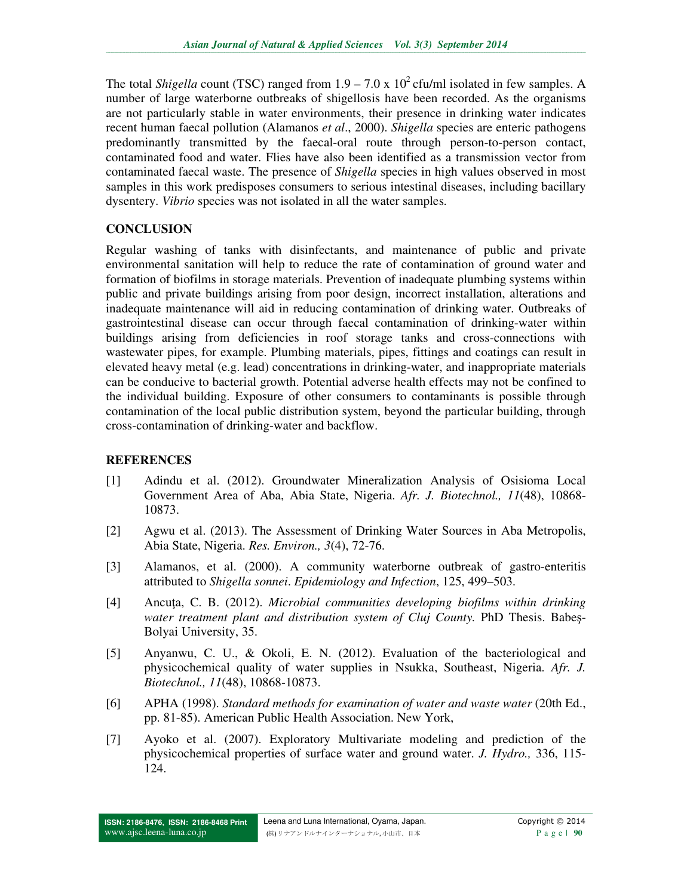The total *Shigella* count (TSC) ranged from $1.9 - 7.0 \times 10^2$ cfu/ml isolated in few samples. A number of large waterborne outbreaks of shigellosis have been recorded. As the organisms are not particularly stable in water environments, their presence in drinking water indicates recent human faecal pollution (Alamanos *et al*., 2000). *Shigella* species are enteric pathogens predominantly transmitted by the faecal-oral route through person-to-person contact, contaminated food and water. Flies have also been identified as a transmission vector from contaminated faecal waste. The presence of *Shigella* species in high values observed in most samples in this work predisposes consumers to serious intestinal diseases, including bacillary dysentery. *Vibrio* species was not isolated in all the water samples.

## CONCLUSION

Regular washing of tanks with disinfectants, and maintenance of public and private environmental sanitation will help to reduce the rate of contamination of ground water and formation of biofilms in storage materials. Prevention of inadequate plumbing systems within public and private buildings arising from poor design, incorrect installation, alterations and inadequate maintenance will aid in reducing contamination of drinking water. Outbreaks of gastrointestinal disease can occur through faecal contamination of drinking-water within buildings arising from deficiencies in roof storage tanks and cross-connections with wastewater pipes, for example. Plumbing materials, pipes, fittings and coatings can result in elevated heavy metal (e.g. lead) concentrations in drinking-water, and inappropriate materials can be conducive to bacterial growth. Potential adverse health effects may not be confined to the individual building. Exposure of other consumers to contaminants is possible through contamination of the local public distribution system, beyond the particular building, through cross-contamination of drinking-water and backflow.

## REFERENCES

[1] Adindu et al. (2012). Groundwater Mineralization Analysis of Osisioma Local Government Area of Aba, Abia State, Nigeria. *Afr. J. Biotechnol., 11*(48), 10868-10873.

[2] Agwu et al. (2013). The Assessment of Drinking Water Sources in Aba Metropolis, Abia State, Nigeria. *Res. Environ., 3*(4), 72-76.

[3] Alamanos, et al. (2000). A community waterborne outbreak of gastro-enteritis attributed to *Shigella sonnei*. *Epidemiology and Infection*, 125, 499–503.

[4] Ancuţa, C. B. (2012). *Microbial communities developing biofilms within drinking water treatment plant and distribution system of Cluj County.* PhD Thesis. Babeş-Bolyai University, 35.

[5] Anyanwu, C. U., & Okoli, E. N. (2012). Evaluation of the bacteriological and physicochemical quality of water supplies in Nsukka, Southeast, Nigeria. *Afr. J. Biotechnol., 11*(48), 10868-10873.

[6] APHA (1998). *Standard methods for examination of water and waste water* (20th Ed., pp. 81-85). American Public Health Association. New York,

[7] Ayoko et al. (2007). Exploratory Multivariate modeling and prediction of the physicochemical properties of surface water and ground water. *J. Hydro.,* 336, 115-124.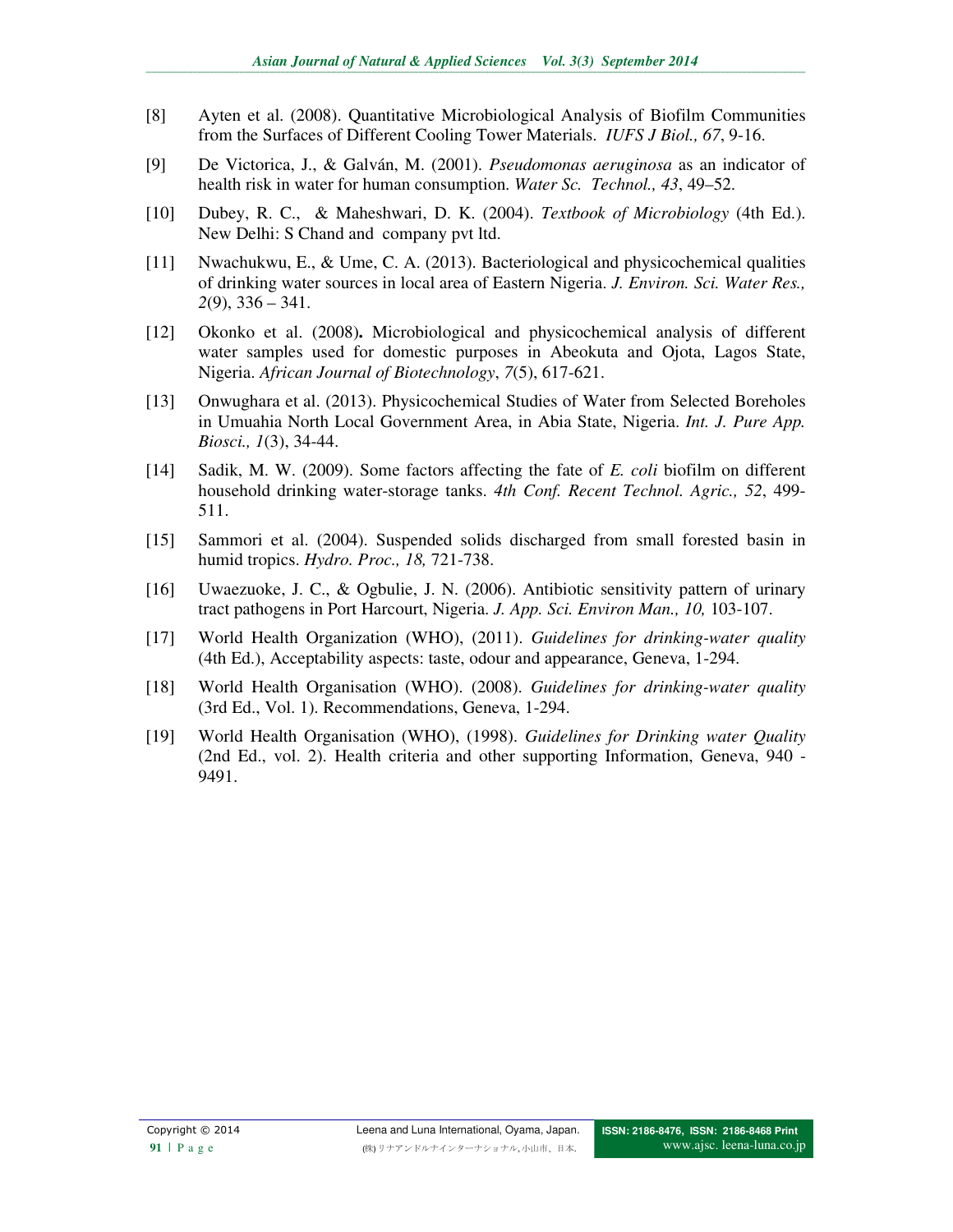[8] Ayten et al. (2008). Quantitative Microbiological Analysis of Biofilm Communities from the Surfaces of Different Cooling Tower Materials. *IUFS J Biol., 67*, 9-16.

[9] De Victorica, J., & Galván, M. (2001). *Pseudomonas aeruginosa* as an indicator of health risk in water for human consumption. *Water Sc. Technol., 43*, 49–52.

[10] Dubey, R. C., & Maheshwari, D. K. (2004). *Textbook of Microbiology* (4th Ed.). New Delhi: S Chand and company pvt ltd.

[11] Nwachukwu, E., & Ume, C. A. (2013). Bacteriological and physicochemical qualities of drinking water sources in local area of Eastern Nigeria. *J. Environ. Sci. Water Res., 2*(9), 336 – 341.

[12] Okonko et al. (2008**).** Microbiological and physicochemical analysis of different water samples used for domestic purposes in Abeokuta and Ojota, Lagos State, Nigeria. *African Journal of Biotechnology*, *7*(5), 617-621.

[13] Onwughara et al. (2013). Physicochemical Studies of Water from Selected Boreholes in Umuahia North Local Government Area, in Abia State, Nigeria. *Int. J. Pure App. Biosci., 1*(3), 34-44.

[14] Sadik, M. W. (2009). Some factors affecting the fate of *E. coli* biofilm on different household drinking water-storage tanks. *4th Conf. Recent Technol. Agric., 52*, 499-511.

[15] Sammori et al. (2004). Suspended solids discharged from small forested basin in humid tropics. *Hydro. Proc., 18,* 721-738.

[16] Uwaezuoke, J. C., & Ogbulie, J. N. (2006). Antibiotic sensitivity pattern of urinary tract pathogens in Port Harcourt, Nigeria. *J. App. Sci. Environ Man., 10,* 103-107.

[17] World Health Organization (WHO), (2011). *Guidelines for drinking-water quality* (4th Ed.), Acceptability aspects: taste, odour and appearance, Geneva, 1-294.

[18] World Health Organisation (WHO). (2008). *Guidelines for drinking-water quality* (3rd Ed., Vol. 1). Recommendations, Geneva, 1-294.

[19] World Health Organisation (WHO), (1998). *Guidelines for Drinking water Quality* (2nd Ed., vol. 2). Health criteria and other supporting Information, Geneva, 940 - 9491.